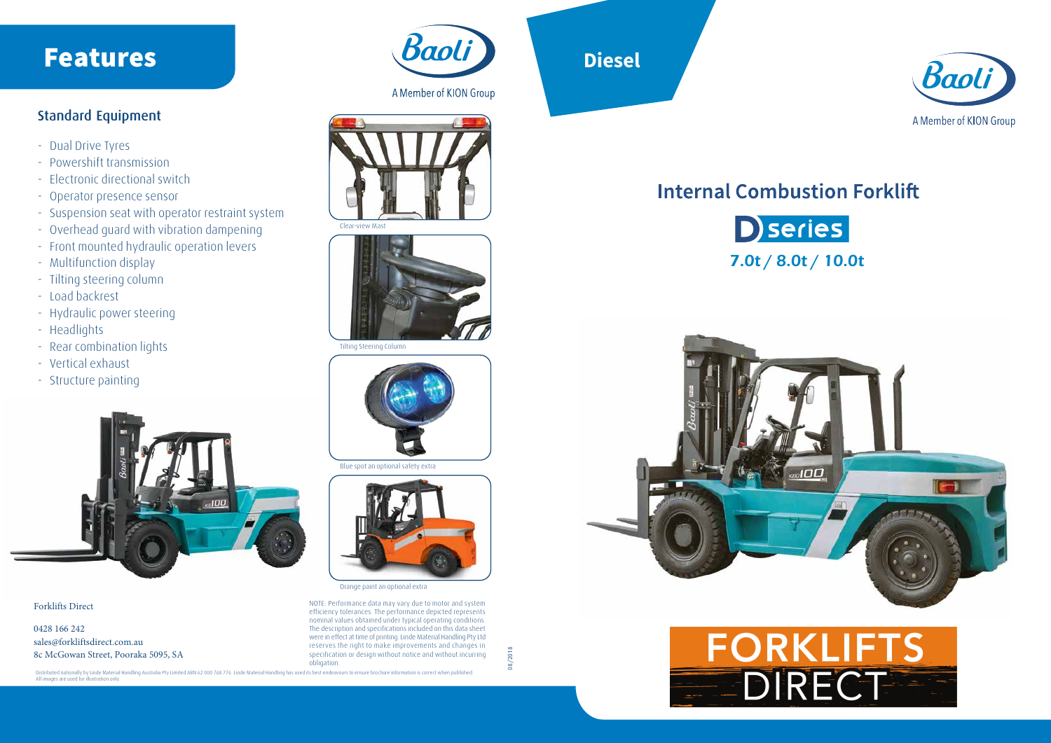# Features

Baoli

A Member of KION Group

## Standard Equipment

- Dual Drive Tyres
- Powershift transmission
- Electronic directional switch
- Operator presence sensor
- Suspension seat with operator restraint system
- Overhead guard with vibration dampening
- Front mounted hydraulic operation levers
- Multifunction display
- Tilting steering column
- Load backrest
- Hydraulic power steering
- Headlights
- Rear combination lights
- Vertical exhaust
- Structure painting

Clear-view Mast

Tilting Steering Column

Blue spot an optional safety extra

Orange paint an optional extra

Forklifts Direct

0428 166 242
sales@forkliftsdirect.com.au
8c McGowan Street, Pooraka 5095, SA

NOTE: Performance data may vary due to motor and system efficiency tolerances. The performance depicted represents nominal values obtained under typical operating conditions. The description and specifications included on this data sheet were in effect at time of printing. Linde Material Handling Pty Ltd reserves the right to make improvements and changes in specification or design without notice and without incurring obligation.

08/2018

Distributed nationally by Linde Material Handling Australia Pty Limited ABN 62 000 768 776. Linde Material Handling has used its best endeavours to ensure brochure information is correct when published.
All images are used for illustration only

**Diesel**

Baoli

A Member of KION Group

## Internal Combustion Forklift

D series

**7.0t / 8.0t / 10.0t**

FORKLIFTS DIRECT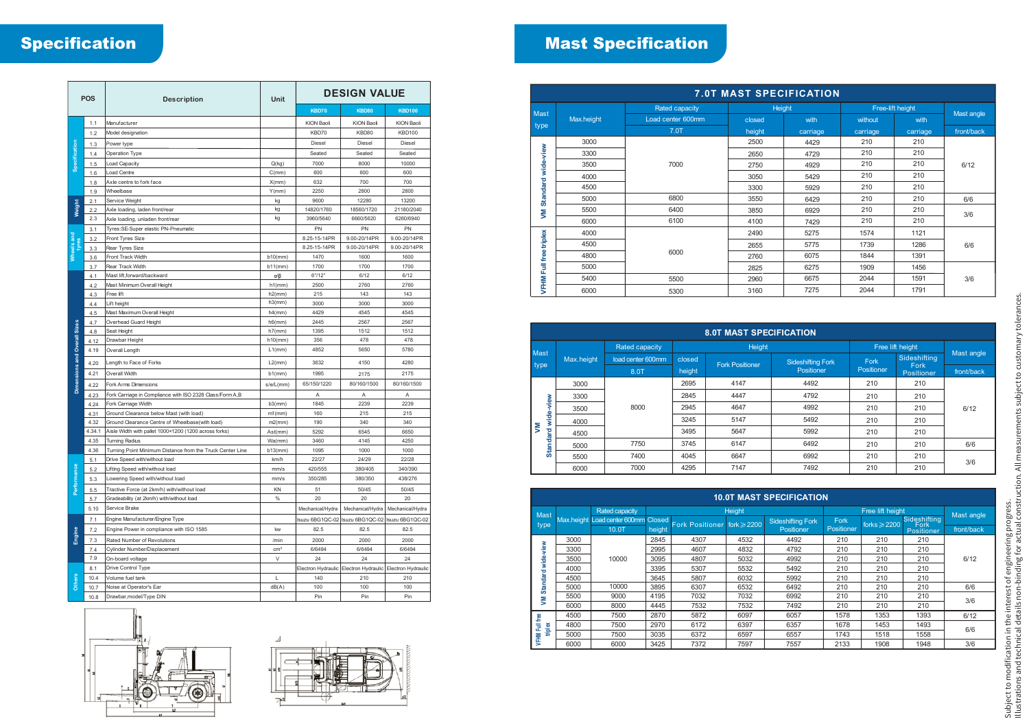# Specification

| POS | | Description | Unit | DESIGN VALUE | | |
|---|---|---|---|---|---|---|
| | | | | KBD70 | KBD80 | KBD100 |
| Specification | 1.1 | Manufacturer | | KION Baoli | KION Baoli | KION Baoli |
| | 1.2 | Model designation | | KBD70 | KBD80 | KBD100 |
| | 1.3 | Power type | | Diesel | Diesel | Diesel |
| | 1.4 | Operation Type | | Seated | Seated | Seated |
| | 1.5 | Load Capacity | Q(kg) | 7000 | 8000 | 10000 |
| | 1.6 | Load Centre | C(mm) | 600 | 600 | 600 |
| | 1.8 | Axle centre to fork face | X(mm) | 632 | 700 | 700 |
| | 1.9 | Wheelbase | Y(mm) | 2250 | 2800 | 2800 |
| Weight | 2.1 | Service Weight | kg | 9600 | 12280 | 13200 |
| | 2.2 | Axle loading, laden front/rear | kg | 14820/1760 | 18560/1720 | 21180/2040 |
| | 2.3 | Axle loading, unladen front/rear | kg | 3960/5640 | 6660/5620 | 6260/6940 |
| Wheels and tyres | 3.1 | Tyres:SE-Super elastic PN-Pneumatic | | PN | PN | PN |
| | 3.2 | Front Tyres Size | | 8.25-15-14PR | 9.00-20/14PR | 9.00-20/14PR |
| | 3.3 | Rear Tyres Size | | 8.25-15-14PR | 9.00-20/14PR | 9.00-20/14PR |
| | 3.6 | Front Track Width | b10(mm) | 1470 | 1600 | 1600 |
| | 3.7 | Rear Track Width | b11(mm) | 1700 | 1700 | 1700 |
| Dimensions and Overall Sizes | 4.1 | Mast lift,forward/backward | α/β | 6°/12° | 6/12 | 6/12 |
| | 4.2 | Mast Minimum Overall Height | h1(mm) | 2500 | 2760 | 2760 |
| | 4.3 | Free lift | h2(mm) | 215 | 143 | 143 |
| | 4.4 | Lift height | h3(mm) | 3000 | 3000 | 3000 |
| | 4.5 | Mast Maximum Overall Height | h4(mm) | 4429 | 4545 | 4545 |
| | 4.7 | Overhead Guard Height | h6(mm) | 2445 | 2567 | 2567 |
| | 4.8 | Seat Height | h7(mm) | 1395 | 1512 | 1512 |
| | 4.12 | Drawbar Height | h10(mm) | 356 | 478 | 478 |
| | 4.19 | Overall Length | L1(mm) | 4852 | 5650 | 5780 |
| | 4.20 | Length to Face of Forks | L2(mm) | 3632 | 4150 | 4280 |
| | 4.21 | Overall Width | b1(mm) | 1995 | 2175 | 2175 |
| | 4.22 | Fork Arms Dimensions | s/e/L(mm) | 65/150/1220 | 80/160/1500 | 80/160/1500 |
| | 4.23 | Fork Carriage in Compliance with ISO 2328 Class/Form A,B | | A | A | A |
| | 4.24 | Fork Carriage Width | b3(mm) | 1845 | 2239 | 2239 |
| | 4.31 | Ground Clearance below Mast (with load) | m1(mm) | 160 | 215 | 215 |
| | 4.32 | Ground Clearance Centre of Wheelbase(with load) | m2(mm) | 190 | 340 | 340 |
| | 4.34.1 | Aisle Width with pallet 1000×1200 (1200 across forks) | Ast(mm) | 5292 | 6545 | 6650 |
| | 4.35 | Turning Radius | Wa(mm) | 3460 | 4145 | 4250 |
| | 4.36 | Turning Point Minimum Distance from the Truck Center Line | b13(mm) | 1095 | 1000 | 1000 |
| Performance | 5.1 | Drive Speed with/without load | km/h | 22/27 | 24/29 | 22/28 |
| | 5.2 | Lifting Speed with/without load | mm/s | 420/555 | 380/405 | 340/390 |
| | 5.3 | Lowering Speed with/without load | mm/s | 350/285 | 380/350 | 438/276 |
| | 5.5 | Tractive Force (at 2km/h) with/without load | KN | 51 | 50/45 | 50/45 |
| | 5.7 | Gradeability (at 2km/h) with/without load | % | 20 | 20 | 20 |
| | 5.10 | Service Brake | | Mechanical/Hydra | Mechanical/Hydra | Mechanical/Hydra |
| Engine | 7.1 | Engine Manufacturer/Engine Type | | Isuzu 6BG1QC-02 | Isuzu 6BG1QC-02 | Isuzu 6BG1QC-02 |
| | 7.2 | Engine Power in compliance with ISO 1585 | kw | 82.5 | 82.5 | 82.5 |
| | 7.3 | Rated Number of Revolutions | /min | 2000 | 2000 | 2000 |
| | 7.4 | Cylinder Number/Displacement | cm³ | 6/6494 | 6/6494 | 6/6494 |
| | 7.9 | On-board voltage | V | 24 | 24 | 24 |
| Others | 8.1 | Drive Control Type | | Electron Hydraulic | Electron Hydraulic | Electron Hydraulic |
| | 10.4 | Volume fuel tank | L | 140 | 210 | 210 |
| | 10.7 | Noise at Operator's Ear | dB(A) | 100 | 100 | 100 |
| | 10.8 | Drawbar,model/Type DIN | | Pin | Pin | Pin |

# Mast Specification

## 7.0T MAST SPECIFICATION

| Mast type | Max.height | Rated capacity Load center 600mm 7.0T | Height closed height | Height with carriage | Free-lift height without carriage | Free-lift height with carriage | Mast angle front/back |
|---|---|---|---|---|---|---|---|
| VM Standard wide-view | 3000 | 7000 | 2500 | 4429 | 210 | 210 | 6/12 |
| | 3300 | | 2650 | 4729 | 210 | 210 | |
| | 3500 | | 2750 | 4929 | 210 | 210 | |
| | 4000 | | 3050 | 5429 | 210 | 210 | |
| | 4500 | | 3300 | 5929 | 210 | 210 | |
| | 5000 | 6800 | 3550 | 6429 | 210 | 210 | 6/6 |
| | 5500 | 6400 | 3850 | 6929 | 210 | 210 | 3/6 |
| | 6000 | 6100 | 4100 | 7429 | 210 | 210 | |
| VFHM Full free triplex | 4000 | 6000 | 2490 | 5275 | 1574 | 1121 | 6/6 |
| | 4500 | | 2655 | 5775 | 1739 | 1286 | |
| | 4800 | | 2760 | 6075 | 1844 | 1391 | |
| | 5000 | | 2825 | 6275 | 1909 | 1456 | 3/6 |
| | 5400 | 5500 | 2960 | 6675 | 2044 | 1591 | |
| | 6000 | 5300 | 3160 | 7275 | 2044 | 1791 | |

## 8.0T MAST SPECIFICATION

| Mast type | Max.height | Rated capacity load center 600mm 8.0T | Height closed height | Height Fork Positioner | Height Sideshifting Fork Positioner | Free lift height Fork Positioner | Free lift height Sideshifting Fork Positioner | Mast angle front/back |
|---|---|---|---|---|---|---|---|---|
| VM Standard wide-view | 3000 | 8000 | 2695 | 4147 | 4492 | 210 | 210 | 6/12 |
| | 3300 | | 2845 | 4447 | 4792 | 210 | 210 | |
| | 3500 | | 2945 | 4647 | 4992 | 210 | 210 | |
| | 4000 | | 3245 | 5147 | 5492 | 210 | 210 | |
| | 4500 | | 3495 | 5647 | 5992 | 210 | 210 | |
| | 5000 | 7750 | 3745 | 6147 | 6492 | 210 | 210 | 6/6 |
| | 5500 | 7400 | 4045 | 6647 | 6992 | 210 | 210 | 3/6 |
| | 6000 | 7000 | 4295 | 7147 | 7492 | 210 | 210 | |

## 10.0T MAST SPECIFICATION

| Mast type | Max.height | Rated capacity Load center 600mm 10.0T | Height Closed height | Height Fork Positioner | Height fork≥2200 | Height Sideshifting Fork Positioner | Free lift height Fork Positioner | Free lift height forks≥2200 | Free lift height Sideshifting Fork Positioner | Mast angle front/back |
|---|---|---|---|---|---|---|---|---|---|---|
| VM Standard wide-view | 3000 | 10000 | 2845 | 4307 | 4532 | 4492 | 210 | 210 | 210 | 6/12 |
| | 3300 | | 2995 | 4607 | 4832 | 4792 | 210 | 210 | 210 | |
| | 3500 | | 3095 | 4807 | 5032 | 4992 | 210 | 210 | 210 | |
| | 4000 | | 3395 | 5307 | 5532 | 5492 | 210 | 210 | 210 | |
| | 4500 | | 3645 | 5807 | 6032 | 5992 | 210 | 210 | 210 | |
| | 5000 | 10000 | 3895 | 6307 | 6532 | 6492 | 210 | 210 | 210 | 6/6 |
| | 5500 | 9000 | 4195 | 7032 | 7032 | 6992 | 210 | 210 | 210 | 3/6 |
| | 6000 | 8000 | 4445 | 7532 | 7532 | 7492 | 210 | 210 | 210 | |
| VFHM Full free triplex | 4500 | 7500 | 2870 | 5872 | 6097 | 6057 | 1578 | 1353 | 1393 | 6/12 |
| | 4800 | 7500 | 2970 | 6172 | 6397 | 6357 | 1678 | 1453 | 1493 | 6/6 |
| | 5000 | 7500 | 3035 | 6372 | 6597 | 6557 | 1743 | 1518 | 1558 | |
| | 6000 | 6000 | 3425 | 7372 | 7597 | 7557 | 2133 | 1908 | 1948 | 3/6 |

Subject to modification in the interest of engineering progress.
Illustrations and technical details is non-binding for actual construction. All measurements subject to customary tolerances.